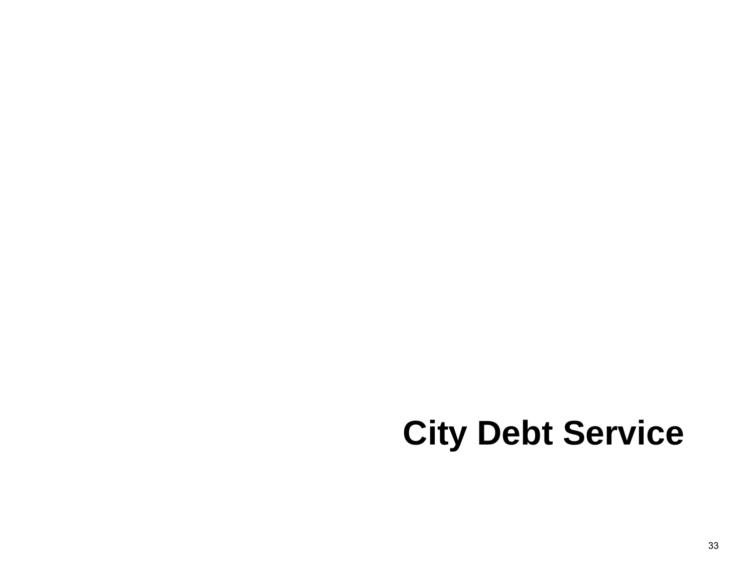# City Debt Service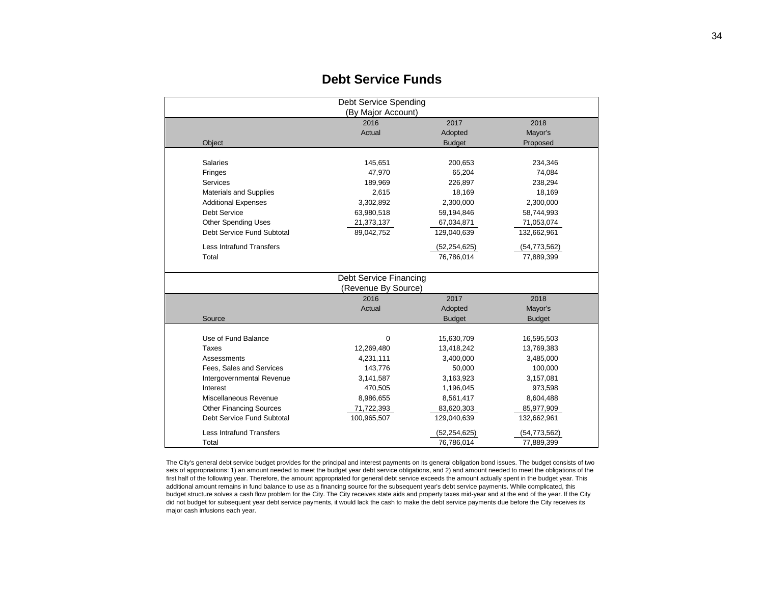# Debt Service Funds

Debt Service Spending
(By Major Account)

| Object | 2016 Actual | 2017 Adopted Budget | 2018 Mayor's Proposed |
|---|---|---|---|
| Salaries | 145,651 | 200,653 | 234,346 |
| Fringes | 47,970 | 65,204 | 74,084 |
| Services | 189,969 | 226,897 | 238,294 |
| Materials and Supplies | 2,615 | 18,169 | 18,169 |
| Additional Expenses | 3,302,892 | 2,300,000 | 2,300,000 |
| Debt Service | 63,980,518 | 59,194,846 | 58,744,993 |
| Other Spending Uses | 21,373,137 | 67,034,871 | 71,053,074 |
| Debt Service Fund Subtotal | 89,042,752 | 129,040,639 | 132,662,961 |
| Less Intrafund Transfers | | (52,254,625) | (54,773,562) |
| Total | | 76,786,014 | 77,889,399 |

Debt Service Financing
(Revenue By Source)

| Source | 2016 Actual | 2017 Adopted Budget | 2018 Mayor's Budget |
|---|---|---|---|
| Use of Fund Balance | 0 | 15,630,709 | 16,595,503 |
| Taxes | 12,269,480 | 13,418,242 | 13,769,383 |
| Assessments | 4,231,111 | 3,400,000 | 3,485,000 |
| Fees, Sales and Services | 143,776 | 50,000 | 100,000 |
| Intergovernmental Revenue | 3,141,587 | 3,163,923 | 3,157,081 |
| Interest | 470,505 | 1,196,045 | 973,598 |
| Miscellaneous Revenue | 8,986,655 | 8,561,417 | 8,604,488 |
| Other Financing Sources | 71,722,393 | 83,620,303 | 85,977,909 |
| Debt Service Fund Subtotal | 100,965,507 | 129,040,639 | 132,662,961 |
| Less Intrafund Transfers | | (52,254,625) | (54,773,562) |
| Total | | 76,786,014 | 77,889,399 |

The City's general debt service budget provides for the principal and interest payments on its general obligation bond issues. The budget consists of two sets of appropriations: 1) an amount needed to meet the budget year debt service obligations, and 2) and amount needed to meet the obligations of the first half of the following year. Therefore, the amount appropriated for general debt service exceeds the amount actually spent in the budget year. This additional amount remains in fund balance to use as a financing source for the subsequent year's debt service payments. While complicated, this budget structure solves a cash flow problem for the City. The City receives state aids and property taxes mid-year and at the end of the year. If the City did not budget for subsequent year debt service payments, it would lack the cash to make the debt service payments due before the City receives its major cash infusions each year.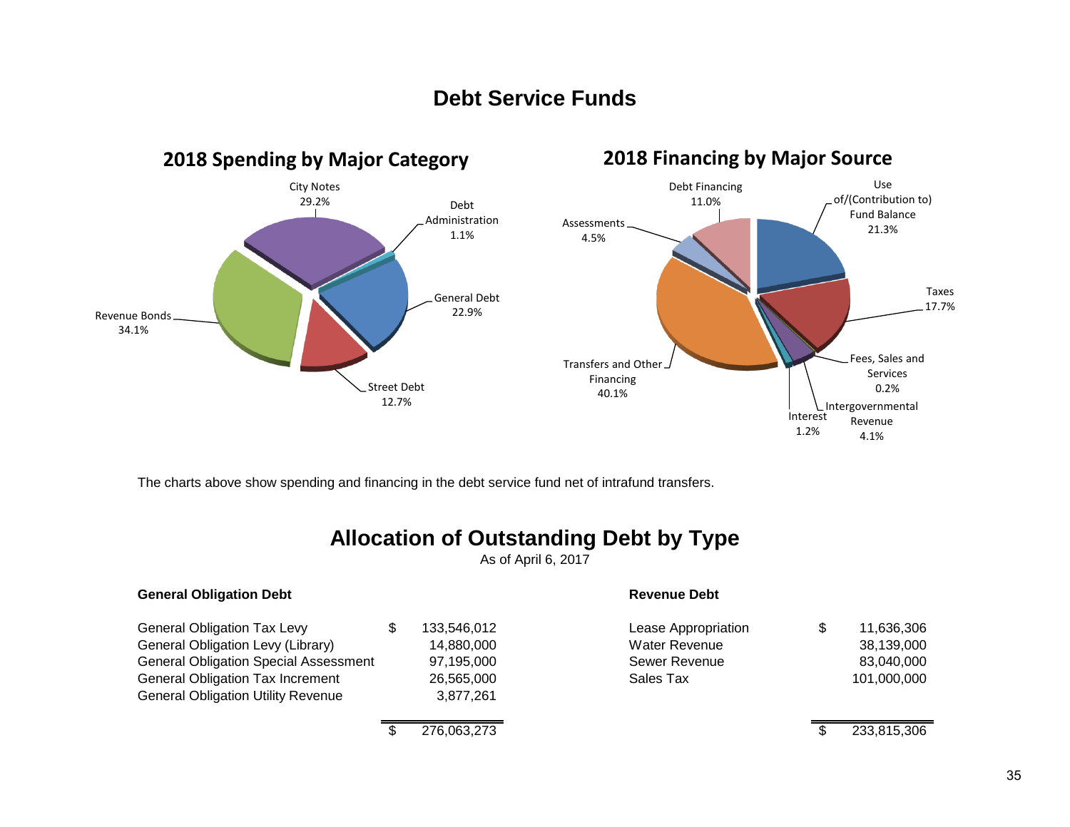# Debt Service Funds

## 2018 Spending by Major Category

| Category | Percent |
|---|---|
| City Notes | 29.2% |
| Debt Administration | 1.1% |
| General Debt | 22.9% |
| Street Debt | 12.7% |
| Revenue Bonds | 34.1% |

## 2018 Financing by Major Source

| Source | Percent |
|---|---|
| Use of/(Contribution to) Fund Balance | 21.3% |
| Taxes | 17.7% |
| Fees, Sales and Services | 0.2% |
| Intergovernmental Revenue | 4.1% |
| Interest | 1.2% |
| Transfers and Other Financing | 40.1% |
| Assessments | 4.5% |
| Debt Financing | 11.0% |

The charts above show spending and financing in the debt service fund net of intrafund transfers.

# Allocation of Outstanding Debt by Type

As of April 6, 2017

**General Obligation Debt**

| | | |
|---|---|---|
| General Obligation Tax Levy | $ | 133,546,012 |
| General Obligation Levy (Library) | | 14,880,000 |
| General Obligation Special Assessment | | 97,195,000 |
| General Obligation Tax Increment | | 26,565,000 |
| General Obligation Utility Revenue | | 3,877,261 |
| | $ | 276,063,273 |

**Revenue Debt**

| | | |
|---|---|---|
| Lease Appropriation | $ | 11,636,306 |
| Water Revenue | | 38,139,000 |
| Sewer Revenue | | 83,040,000 |
| Sales Tax | | 101,000,000 |
| | $ | 233,815,306 |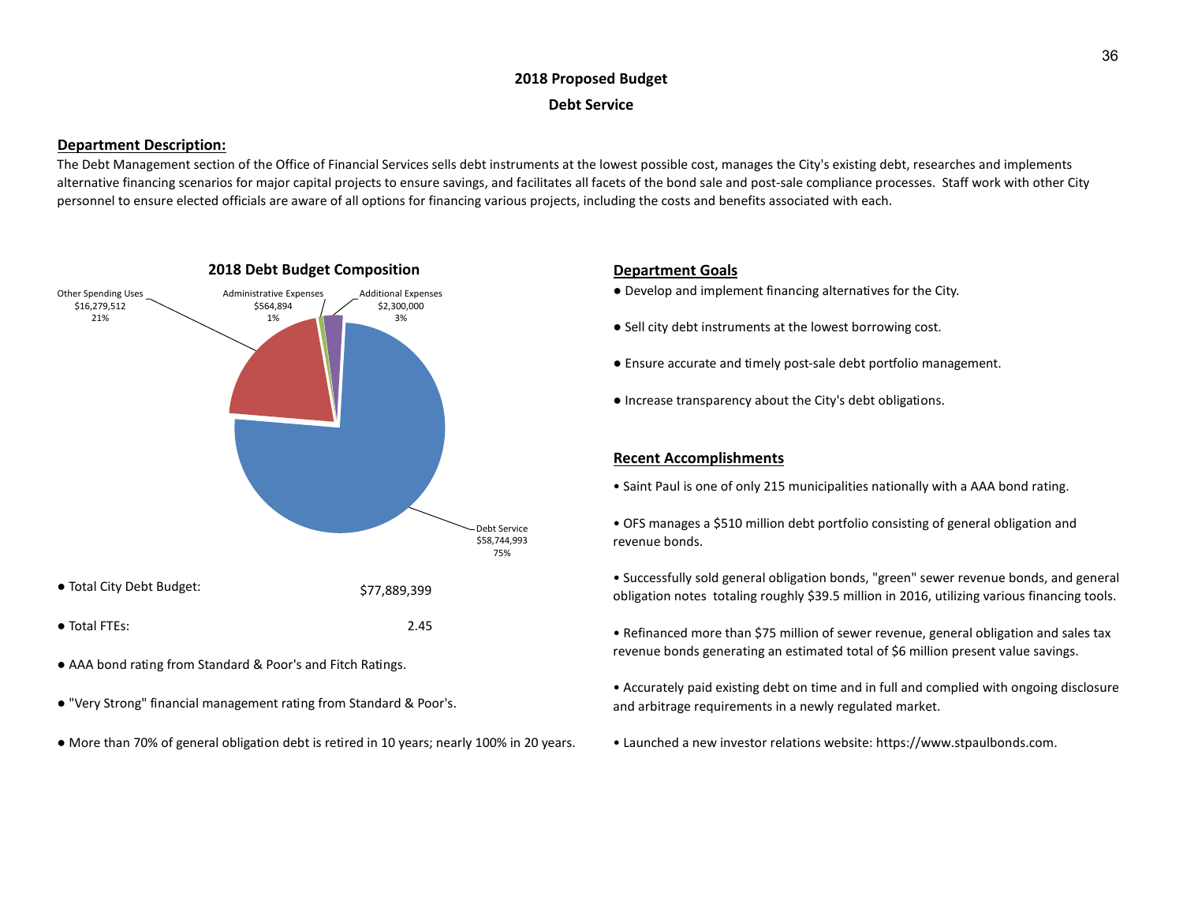# 2018 Proposed Budget

## Debt Service

**Department Description:**

The Debt Management section of the Office of Financial Services sells debt instruments at the lowest possible cost, manages the City's existing debt, researches and implements alternative financing scenarios for major capital projects to ensure savings, and facilitates all facets of the bond sale and post-sale compliance processes. Staff work with other City personnel to ensure elected officials are aware of all options for financing various projects, including the costs and benefits associated with each.

**2018 Debt Budget Composition**

Other Spending Uses
$16,279,512
21%

Administrative Expenses
$564,894
1%

Additional Expenses
$2,300,000
3%

Debt Service
$58,744,993
75%

- Total City Debt Budget: $77,889,399
- Total FTEs: 2.45
- AAA bond rating from Standard & Poor's and Fitch Ratings.
- "Very Strong" financial management rating from Standard & Poor's.
- More than 70% of general obligation debt is retired in 10 years; nearly 100% in 20 years.

**Department Goals**

- Develop and implement financing alternatives for the City.
- Sell city debt instruments at the lowest borrowing cost.
- Ensure accurate and timely post-sale debt portfolio management.
- Increase transparency about the City's debt obligations.

**Recent Accomplishments**

- Saint Paul is one of only 215 municipalities nationally with a AAA bond rating.
- OFS manages a $510 million debt portfolio consisting of general obligation and revenue bonds.
- Successfully sold general obligation bonds, "green" sewer revenue bonds, and general obligation notes totaling roughly $39.5 million in 2016, utilizing various financing tools.
- Refinanced more than $75 million of sewer revenue, general obligation and sales tax revenue bonds generating an estimated total of $6 million present value savings.
- Accurately paid existing debt on time and in full and complied with ongoing disclosure and arbitrage requirements in a newly regulated market.
- Launched a new investor relations website: https://www.stpaulbonds.com.